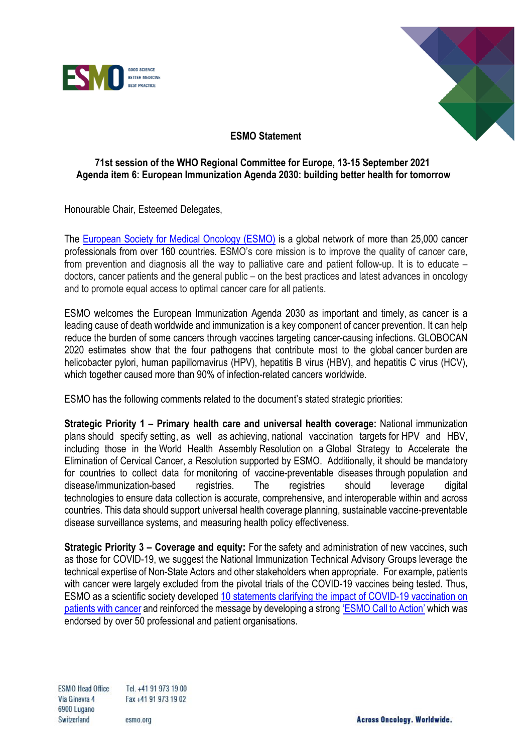**ESMO Statement**

**71st session of the WHO Regional Committee for Europe, 13-15 September 2021**
**Agenda item 6: European Immunization Agenda 2030: building better health for tomorrow**

Honourable Chair, Esteemed Delegates,

The European Society for Medical Oncology (ESMO) is a global network of more than 25,000 cancer professionals from over 160 countries. ESMO's core mission is to improve the quality of cancer care, from prevention and diagnosis all the way to palliative care and patient follow-up. It is to educate – doctors, cancer patients and the general public – on the best practices and latest advances in oncology and to promote equal access to optimal cancer care for all patients.

ESMO welcomes the European Immunization Agenda 2030 as important and timely, as cancer is a leading cause of death worldwide and immunization is a key component of cancer prevention. It can help reduce the burden of some cancers through vaccines targeting cancer-causing infections. GLOBOCAN 2020 estimates show that the four pathogens that contribute most to the global cancer burden are helicobacter pylori, human papillomavirus (HPV), hepatitis B virus (HBV), and hepatitis C virus (HCV), which together caused more than 90% of infection-related cancers worldwide.

ESMO has the following comments related to the document's stated strategic priorities:

**Strategic Priority 1 – Primary health care and universal health coverage:** National immunization plans should specify setting, as well as achieving, national vaccination targets for HPV and HBV, including those in the World Health Assembly Resolution on a Global Strategy to Accelerate the Elimination of Cervical Cancer, a Resolution supported by ESMO. Additionally, it should be mandatory for countries to collect data for monitoring of vaccine-preventable diseases through population and disease/immunization-based registries. The registries should leverage digital technologies to ensure data collection is accurate, comprehensive, and interoperable within and across countries. This data should support universal health coverage planning, sustainable vaccine-preventable disease surveillance systems, and measuring health policy effectiveness.

**Strategic Priority 3 – Coverage and equity:** For the safety and administration of new vaccines, such as those for COVID-19, we suggest the National Immunization Technical Advisory Groups leverage the technical expertise of Non-State Actors and other stakeholders when appropriate. For example, patients with cancer were largely excluded from the pivotal trials of the COVID-19 vaccines being tested. Thus, ESMO as a scientific society developed 10 statements clarifying the impact of COVID-19 vaccination on patients with cancer and reinforced the message by developing a strong 'ESMO Call to Action' which was endorsed by over 50 professional and patient organisations.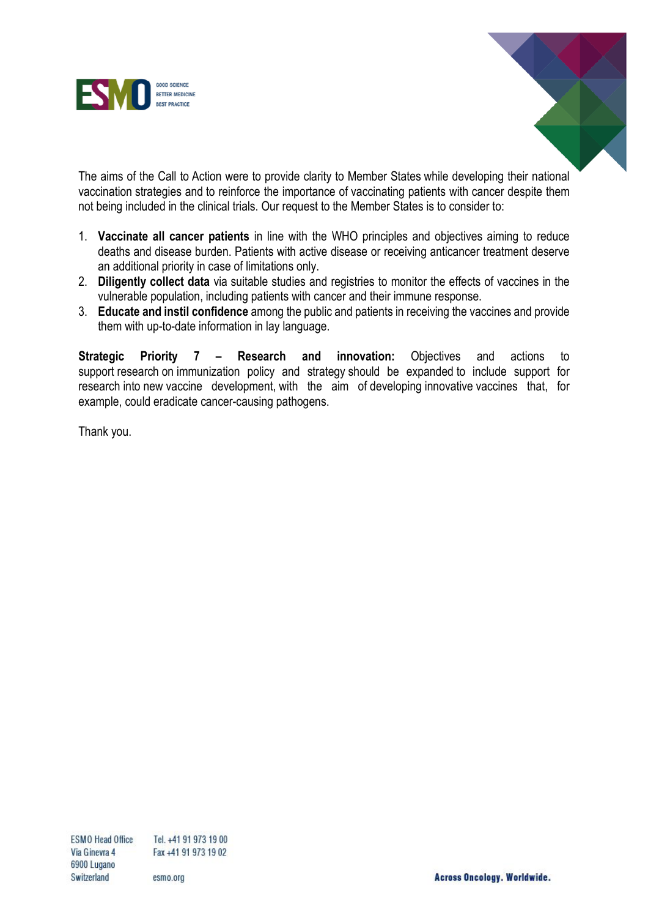The aims of the Call to Action were to provide clarity to Member States while developing their national vaccination strategies and to reinforce the importance of vaccinating patients with cancer despite them not being included in the clinical trials. Our request to the Member States is to consider to:

1. **Vaccinate all cancer patients** in line with the WHO principles and objectives aiming to reduce deaths and disease burden. Patients with active disease or receiving anticancer treatment deserve an additional priority in case of limitations only.
2. **Diligently collect data** via suitable studies and registries to monitor the effects of vaccines in the vulnerable population, including patients with cancer and their immune response.
3. **Educate and instil confidence** among the public and patients in receiving the vaccines and provide them with up-to-date information in lay language.

**Strategic Priority 7 – Research and innovation:** Objectives and actions to support research on immunization policy and strategy should be expanded to include support for research into new vaccine development, with the aim of developing innovative vaccines that, for example, could eradicate cancer-causing pathogens.

Thank you.